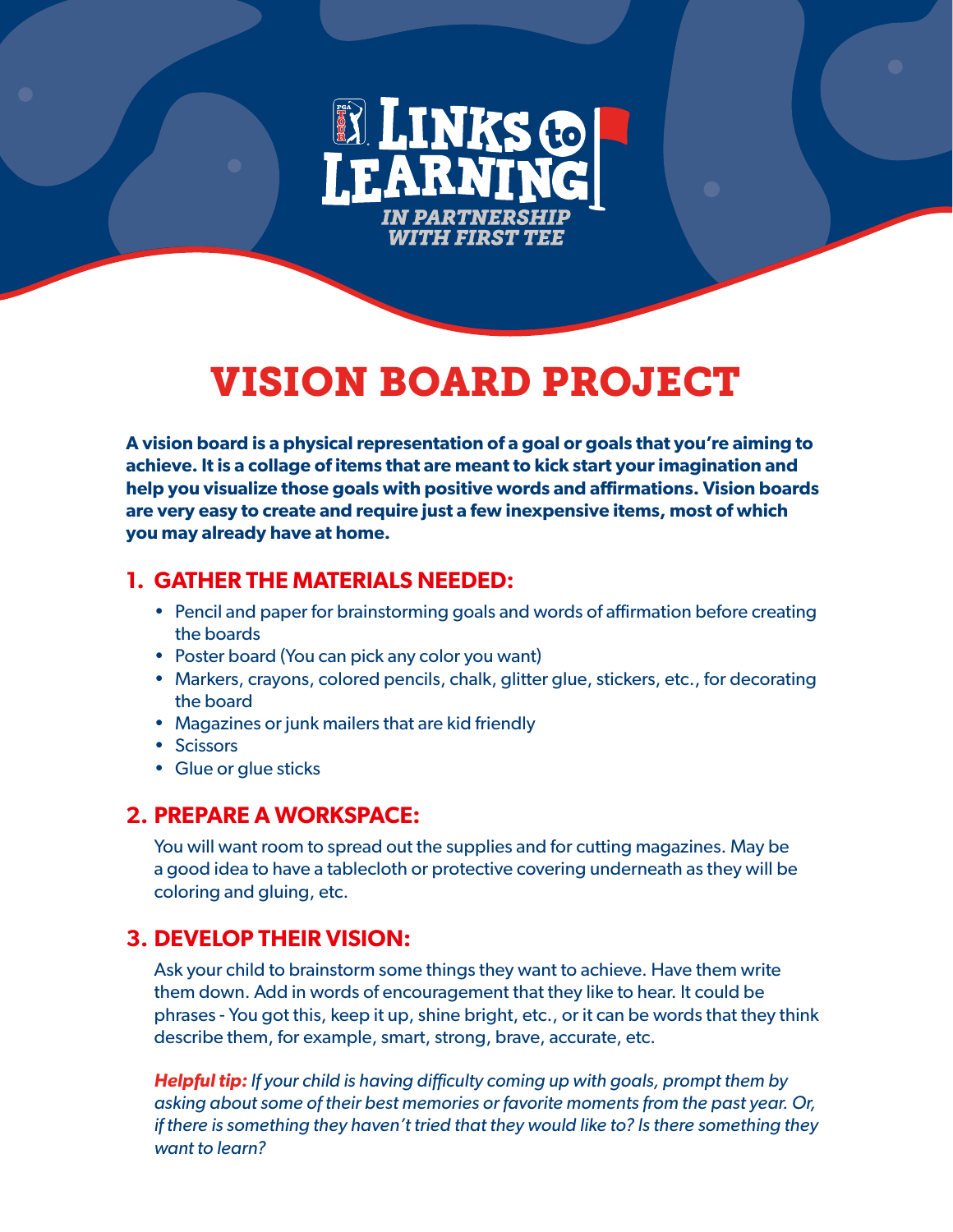LINKS to LEARNING

*IN PARTNERSHIP WITH FIRST TEE*

# VISION BOARD PROJECT

**A vision board is a physical representation of a goal or goals that you're aiming to achieve. It is a collage of items that are meant to kick start your imagination and help you visualize those goals with positive words and affirmations. Vision boards are very easy to create and require just a few inexpensive items, most of which you may already have at home.**

## 1. GATHER THE MATERIALS NEEDED:

- Pencil and paper for brainstorming goals and words of affirmation before creating the boards
- Poster board (You can pick any color you want)
- Markers, crayons, colored pencils, chalk, glitter glue, stickers, etc., for decorating the board
- Magazines or junk mailers that are kid friendly
- Scissors
- Glue or glue sticks

## 2. PREPARE A WORKSPACE:

You will want room to spread out the supplies and for cutting magazines. May be a good idea to have a tablecloth or protective covering underneath as they will be coloring and gluing, etc.

## 3. DEVELOP THEIR VISION:

Ask your child to brainstorm some things they want to achieve. Have them write them down. Add in words of encouragement that they like to hear. It could be phrases - You got this, keep it up, shine bright, etc., or it can be words that they think describe them, for example, smart, strong, brave, accurate, etc.

***Helpful tip:*** *If your child is having difficulty coming up with goals, prompt them by asking about some of their best memories or favorite moments from the past year. Or, if there is something they haven't tried that they would like to? Is there something they want to learn?*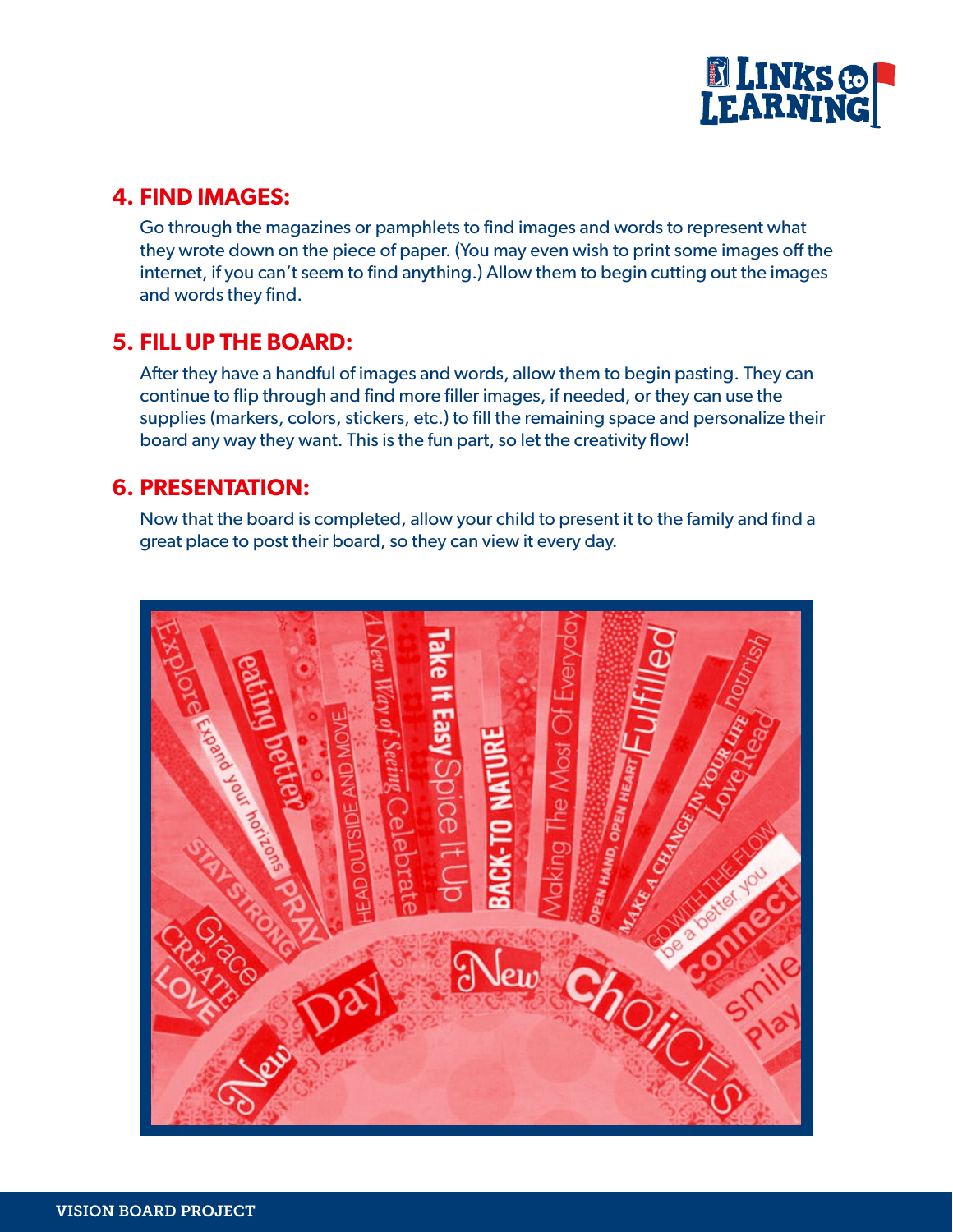## 4. FIND IMAGES:

Go through the magazines or pamphlets to find images and words to represent what they wrote down on the piece of paper. (You may even wish to print some images off the internet, if you can't seem to find anything.) Allow them to begin cutting out the images and words they find.

## 5. FILL UP THE BOARD:

After they have a handful of images and words, allow them to begin pasting. They can continue to flip through and find more filler images, if needed, or they can use the supplies (markers, colors, stickers, etc.) to fill the remaining space and personalize their board any way they want. This is the fun part, so let the creativity flow!

## 6. PRESENTATION:

Now that the board is completed, allow your child to present it to the family and find a great place to post their board, so they can view it every day.